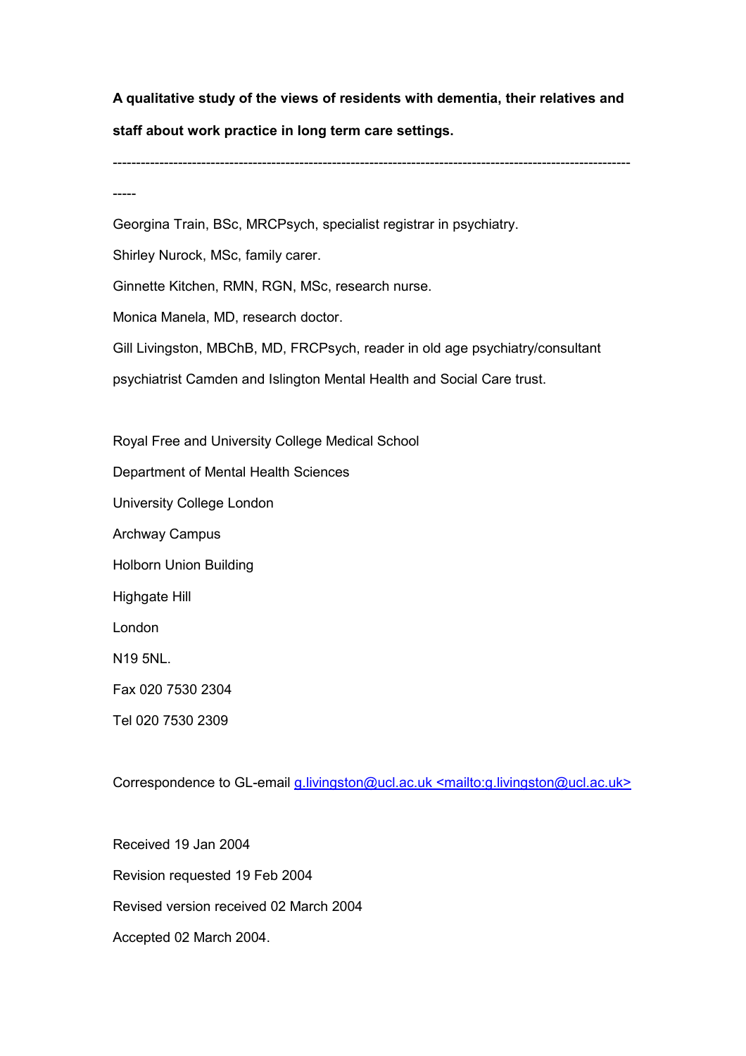**A qualitative study of the views of residents with dementia, their relatives and staff about work practice in long term care settings.**

---

Georgina Train, BSc, MRCPsych, specialist registrar in psychiatry.

Shirley Nurock, MSc, family carer.

Ginnette Kitchen, RMN, RGN, MSc, research nurse.

Monica Manela, MD, research doctor.

Gill Livingston, MBChB, MD, FRCPsych, reader in old age psychiatry/consultant psychiatrist Camden and Islington Mental Health and Social Care trust.

Royal Free and University College Medical School

Department of Mental Health Sciences

University College London

Archway Campus

Holborn Union Building

Highgate Hill

London

N19 5NL.

Fax 020 7530 2304

Tel 020 7530 2309

Correspondence to GL-email g.livingston@ucl.ac.uk <mailto:g.livingston@ucl.ac.uk>

Received 19 Jan 2004

Revision requested 19 Feb 2004

Revised version received 02 March 2004

Accepted 02 March 2004.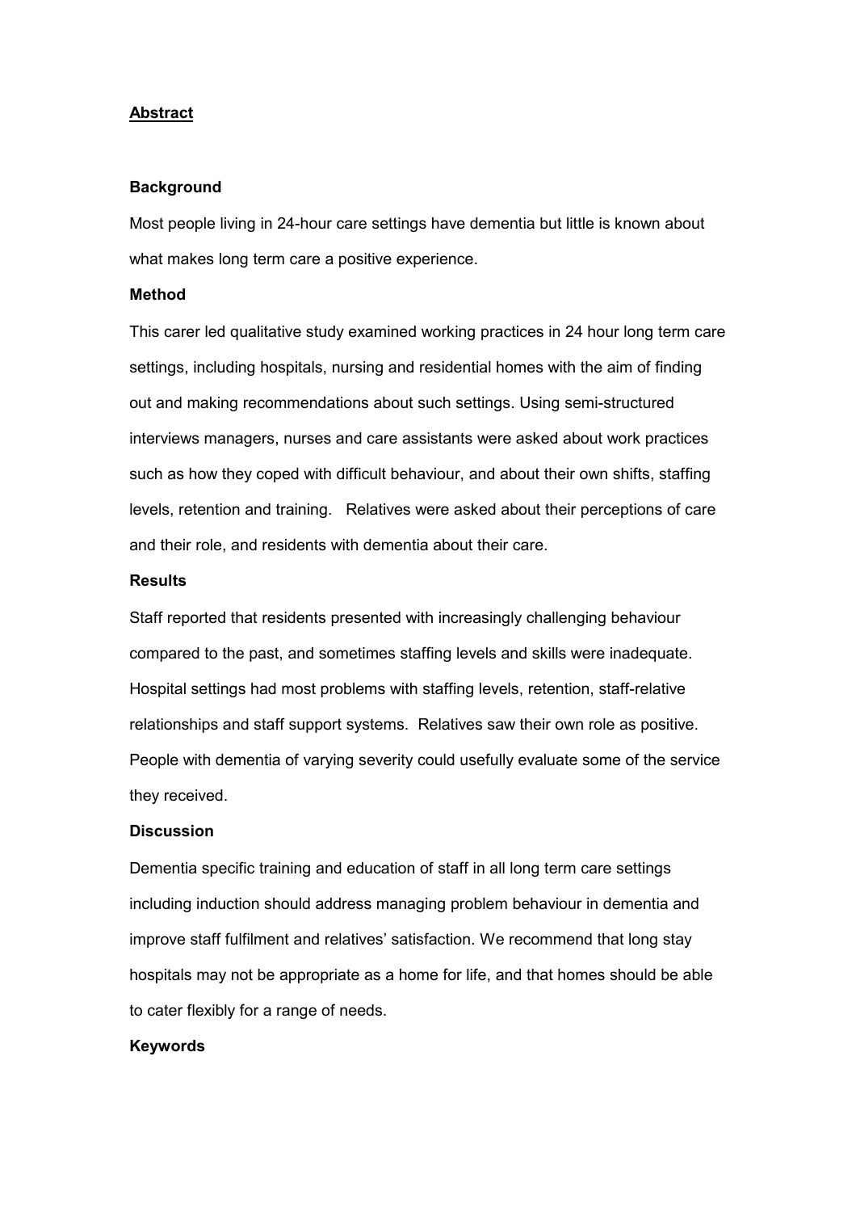## Abstract

### Background

Most people living in 24-hour care settings have dementia but little is known about what makes long term care a positive experience.

### Method

This carer led qualitative study examined working practices in 24 hour long term care settings, including hospitals, nursing and residential homes with the aim of finding out and making recommendations about such settings. Using semi-structured interviews managers, nurses and care assistants were asked about work practices such as how they coped with difficult behaviour, and about their own shifts, staffing levels, retention and training. Relatives were asked about their perceptions of care and their role, and residents with dementia about their care.

### Results

Staff reported that residents presented with increasingly challenging behaviour compared to the past, and sometimes staffing levels and skills were inadequate. Hospital settings had most problems with staffing levels, retention, staff-relative relationships and staff support systems. Relatives saw their own role as positive. People with dementia of varying severity could usefully evaluate some of the service they received.

### Discussion

Dementia specific training and education of staff in all long term care settings including induction should address managing problem behaviour in dementia and improve staff fulfilment and relatives' satisfaction. We recommend that long stay hospitals may not be appropriate as a home for life, and that homes should be able to cater flexibly for a range of needs.

### Keywords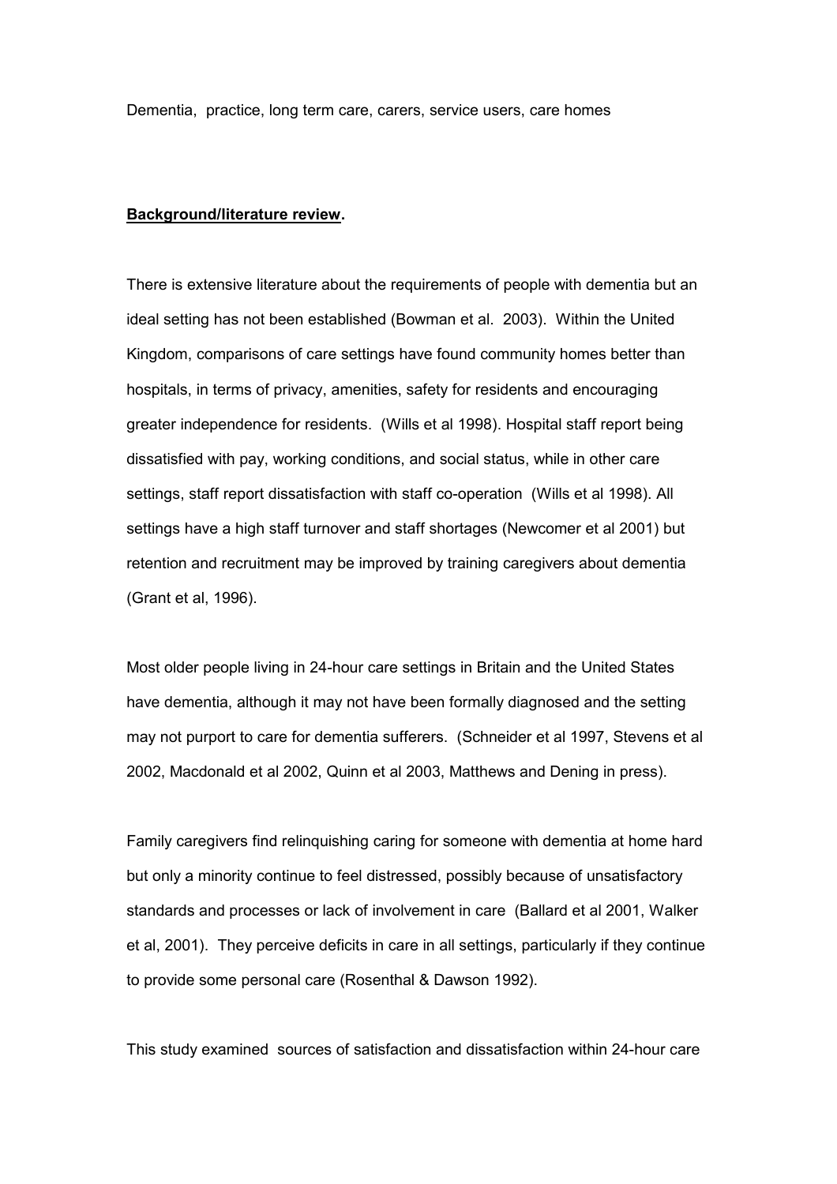Dementia, practice, long term care, carers, service users, care homes

**Background/literature review.**

There is extensive literature about the requirements of people with dementia but an ideal setting has not been established (Bowman et al. 2003). Within the United Kingdom, comparisons of care settings have found community homes better than hospitals, in terms of privacy, amenities, safety for residents and encouraging greater independence for residents. (Wills et al 1998). Hospital staff report being dissatisfied with pay, working conditions, and social status, while in other care settings, staff report dissatisfaction with staff co-operation (Wills et al 1998). All settings have a high staff turnover and staff shortages (Newcomer et al 2001) but retention and recruitment may be improved by training caregivers about dementia (Grant et al, 1996).

Most older people living in 24-hour care settings in Britain and the United States have dementia, although it may not have been formally diagnosed and the setting may not purport to care for dementia sufferers. (Schneider et al 1997, Stevens et al 2002, Macdonald et al 2002, Quinn et al 2003, Matthews and Dening in press).

Family caregivers find relinquishing caring for someone with dementia at home hard but only a minority continue to feel distressed, possibly because of unsatisfactory standards and processes or lack of involvement in care (Ballard et al 2001, Walker et al, 2001). They perceive deficits in care in all settings, particularly if they continue to provide some personal care (Rosenthal & Dawson 1992).

This study examined sources of satisfaction and dissatisfaction within 24-hour care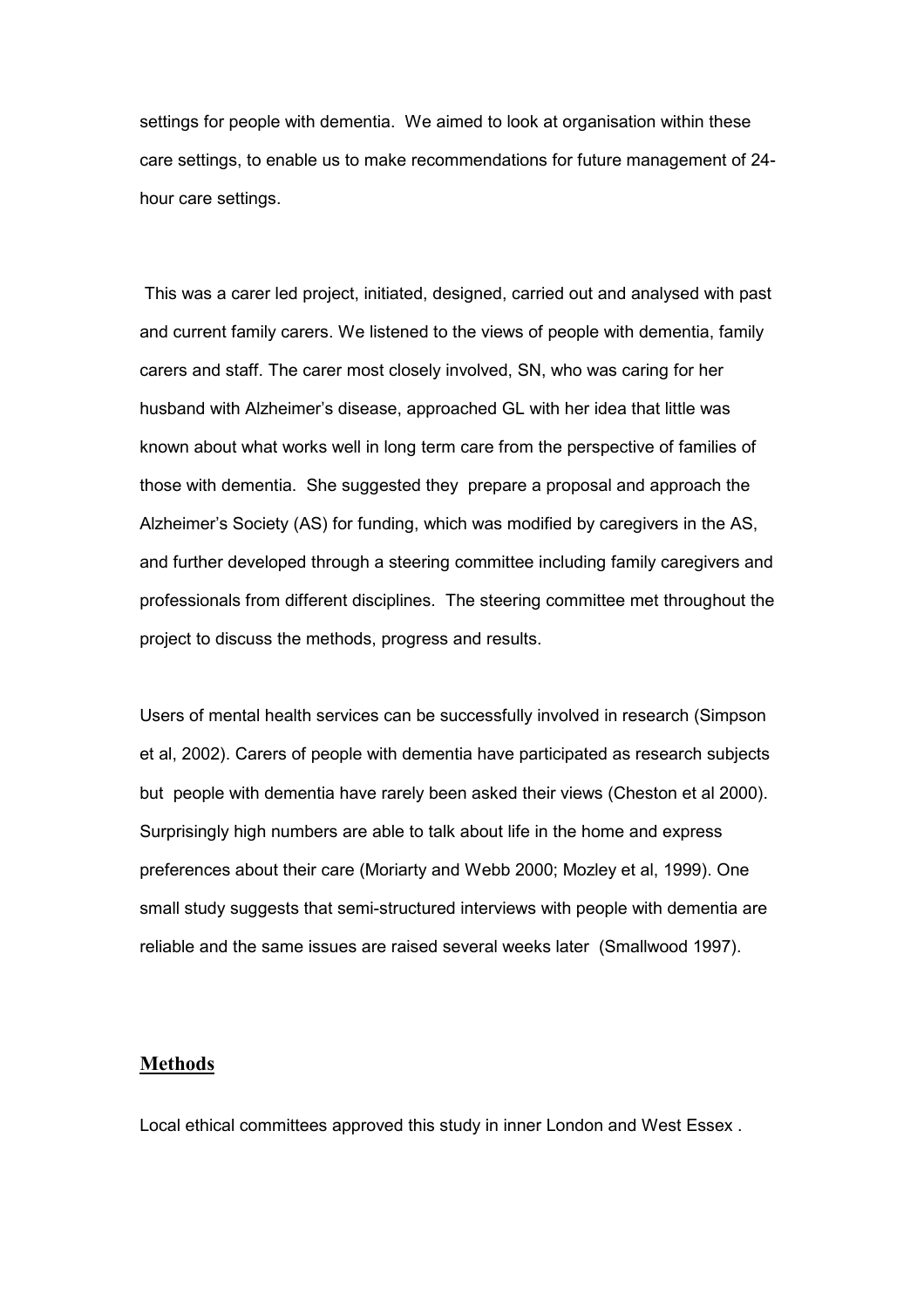settings for people with dementia. We aimed to look at organisation within these care settings, to enable us to make recommendations for future management of 24-hour care settings.

This was a carer led project, initiated, designed, carried out and analysed with past and current family carers. We listened to the views of people with dementia, family carers and staff. The carer most closely involved, SN, who was caring for her husband with Alzheimer's disease, approached GL with her idea that little was known about what works well in long term care from the perspective of families of those with dementia. She suggested they prepare a proposal and approach the Alzheimer's Society (AS) for funding, which was modified by caregivers in the AS, and further developed through a steering committee including family caregivers and professionals from different disciplines. The steering committee met throughout the project to discuss the methods, progress and results.

Users of mental health services can be successfully involved in research (Simpson et al, 2002). Carers of people with dementia have participated as research subjects but people with dementia have rarely been asked their views (Cheston et al 2000). Surprisingly high numbers are able to talk about life in the home and express preferences about their care (Moriarty and Webb 2000; Mozley et al, 1999). One small study suggests that semi-structured interviews with people with dementia are reliable and the same issues are raised several weeks later (Smallwood 1997).

## Methods

Local ethical committees approved this study in inner London and West Essex .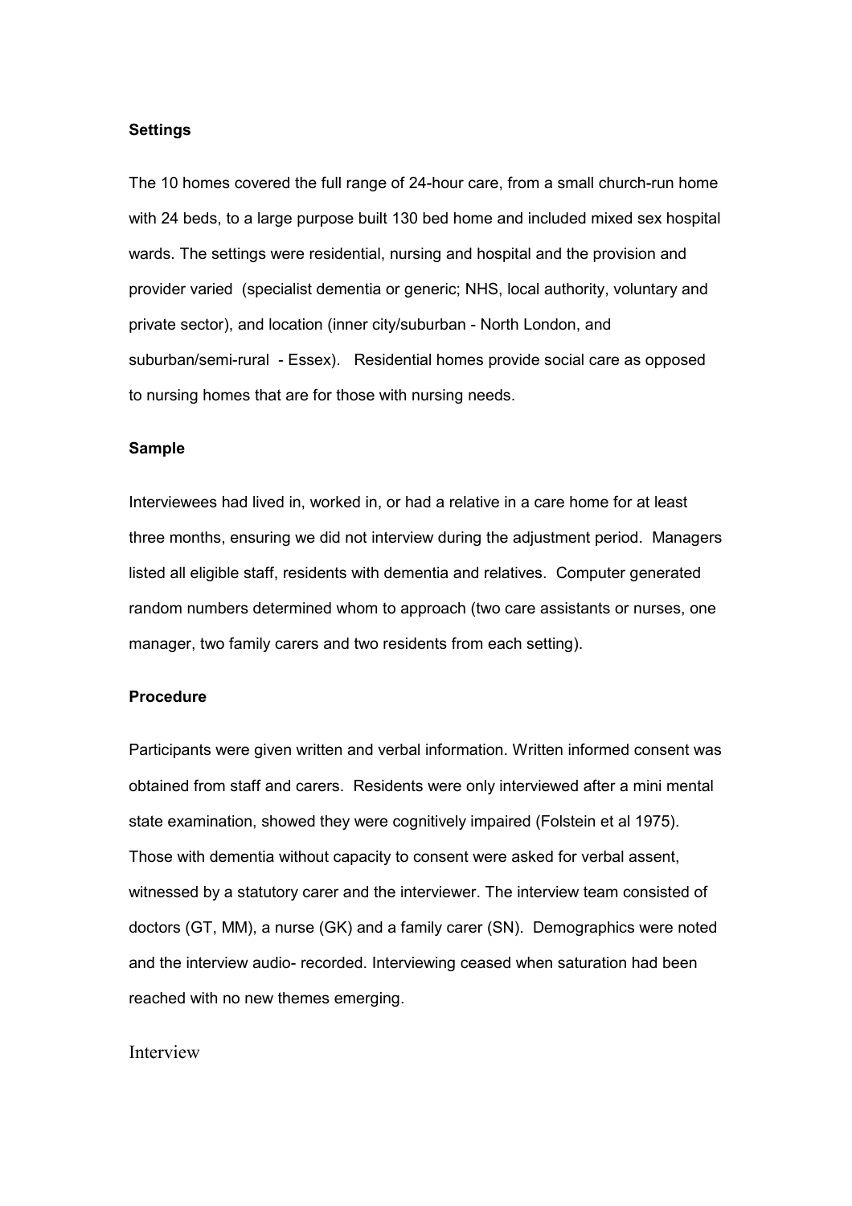**Settings**

The 10 homes covered the full range of 24-hour care, from a small church-run home with 24 beds, to a large purpose built 130 bed home and included mixed sex hospital wards. The settings were residential, nursing and hospital and the provision and provider varied (specialist dementia or generic; NHS, local authority, voluntary and private sector), and location (inner city/suburban - North London, and suburban/semi-rural - Essex). Residential homes provide social care as opposed to nursing homes that are for those with nursing needs.

**Sample**

Interviewees had lived in, worked in, or had a relative in a care home for at least three months, ensuring we did not interview during the adjustment period. Managers listed all eligible staff, residents with dementia and relatives. Computer generated random numbers determined whom to approach (two care assistants or nurses, one manager, two family carers and two residents from each setting).

**Procedure**

Participants were given written and verbal information. Written informed consent was obtained from staff and carers. Residents were only interviewed after a mini mental state examination, showed they were cognitively impaired (Folstein et al 1975). Those with dementia without capacity to consent were asked for verbal assent, witnessed by a statutory carer and the interviewer. The interview team consisted of doctors (GT, MM), a nurse (GK) and a family carer (SN). Demographics were noted and the interview audio- recorded. Interviewing ceased when saturation had been reached with no new themes emerging.

Interview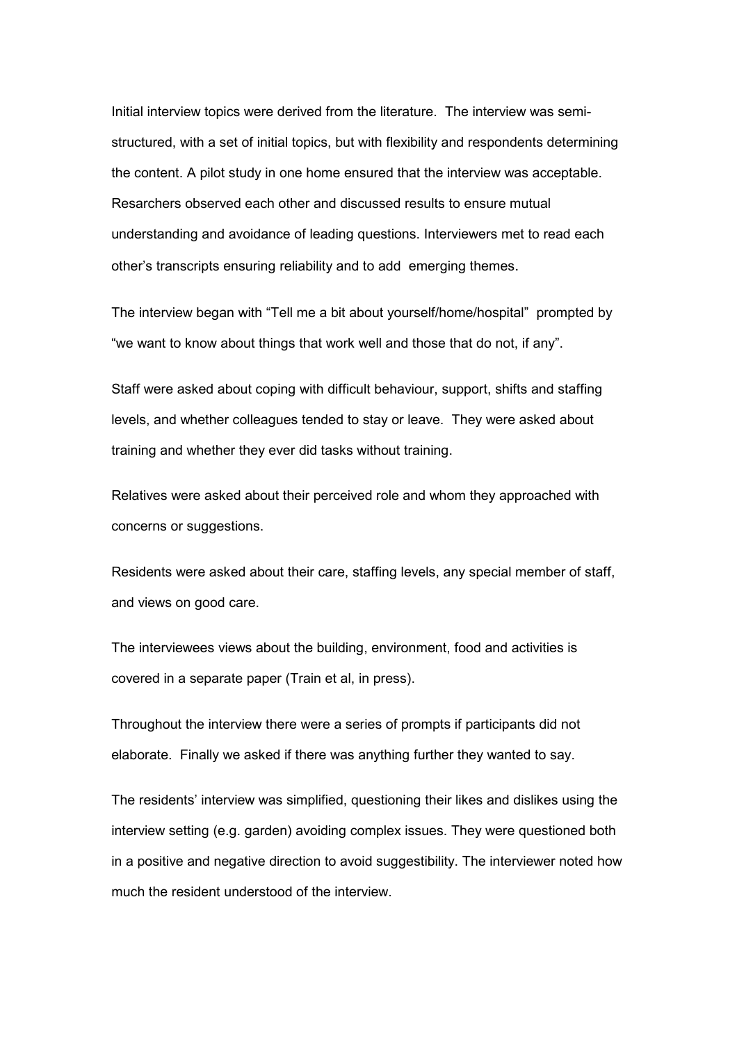Initial interview topics were derived from the literature. The interview was semi-structured, with a set of initial topics, but with flexibility and respondents determining the content. A pilot study in one home ensured that the interview was acceptable. Resarchers observed each other and discussed results to ensure mutual understanding and avoidance of leading questions. Interviewers met to read each other's transcripts ensuring reliability and to add emerging themes.

The interview began with "Tell me a bit about yourself/home/hospital" prompted by "we want to know about things that work well and those that do not, if any".

Staff were asked about coping with difficult behaviour, support, shifts and staffing levels, and whether colleagues tended to stay or leave. They were asked about training and whether they ever did tasks without training.

Relatives were asked about their perceived role and whom they approached with concerns or suggestions.

Residents were asked about their care, staffing levels, any special member of staff, and views on good care.

The interviewees views about the building, environment, food and activities is covered in a separate paper (Train et al, in press).

Throughout the interview there were a series of prompts if participants did not elaborate. Finally we asked if there was anything further they wanted to say.

The residents' interview was simplified, questioning their likes and dislikes using the interview setting (e.g. garden) avoiding complex issues. They were questioned both in a positive and negative direction to avoid suggestibility. The interviewer noted how much the resident understood of the interview.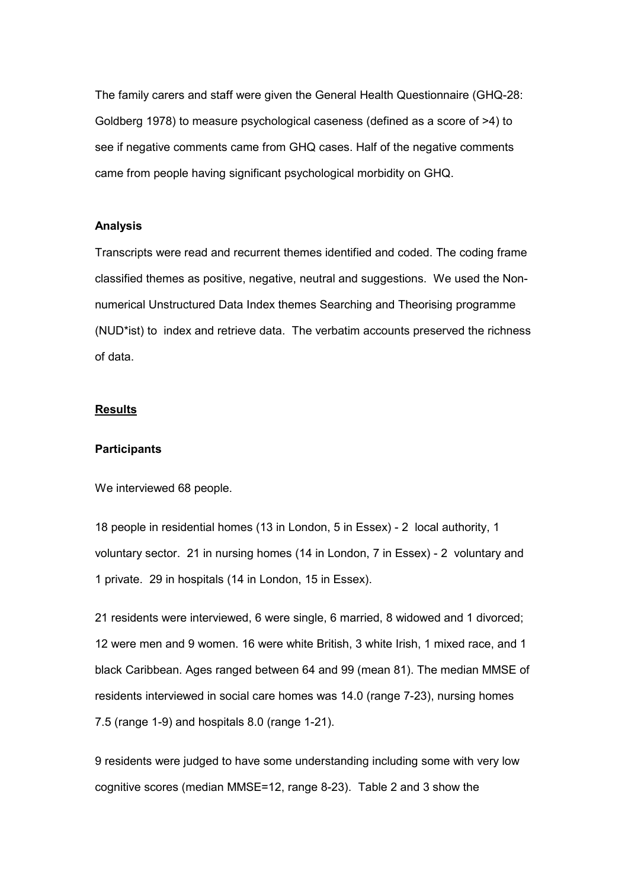The family carers and staff were given the General Health Questionnaire (GHQ-28: Goldberg 1978) to measure psychological caseness (defined as a score of >4) to see if negative comments came from GHQ cases. Half of the negative comments came from people having significant psychological morbidity on GHQ.

### Analysis

Transcripts were read and recurrent themes identified and coded. The coding frame classified themes as positive, negative, neutral and suggestions. We used the Non-numerical Unstructured Data Index themes Searching and Theorising programme (NUD*ist) to index and retrieve data. The verbatim accounts preserved the richness of data.

## Results

### Participants

We interviewed 68 people.

18 people in residential homes (13 in London, 5 in Essex) - 2 local authority, 1 voluntary sector. 21 in nursing homes (14 in London, 7 in Essex) - 2 voluntary and 1 private. 29 in hospitals (14 in London, 15 in Essex).

21 residents were interviewed, 6 were single, 6 married, 8 widowed and 1 divorced; 12 were men and 9 women. 16 were white British, 3 white Irish, 1 mixed race, and 1 black Caribbean. Ages ranged between 64 and 99 (mean 81). The median MMSE of residents interviewed in social care homes was 14.0 (range 7-23), nursing homes 7.5 (range 1-9) and hospitals 8.0 (range 1-21).

9 residents were judged to have some understanding including some with very low cognitive scores (median MMSE=12, range 8-23). Table 2 and 3 show the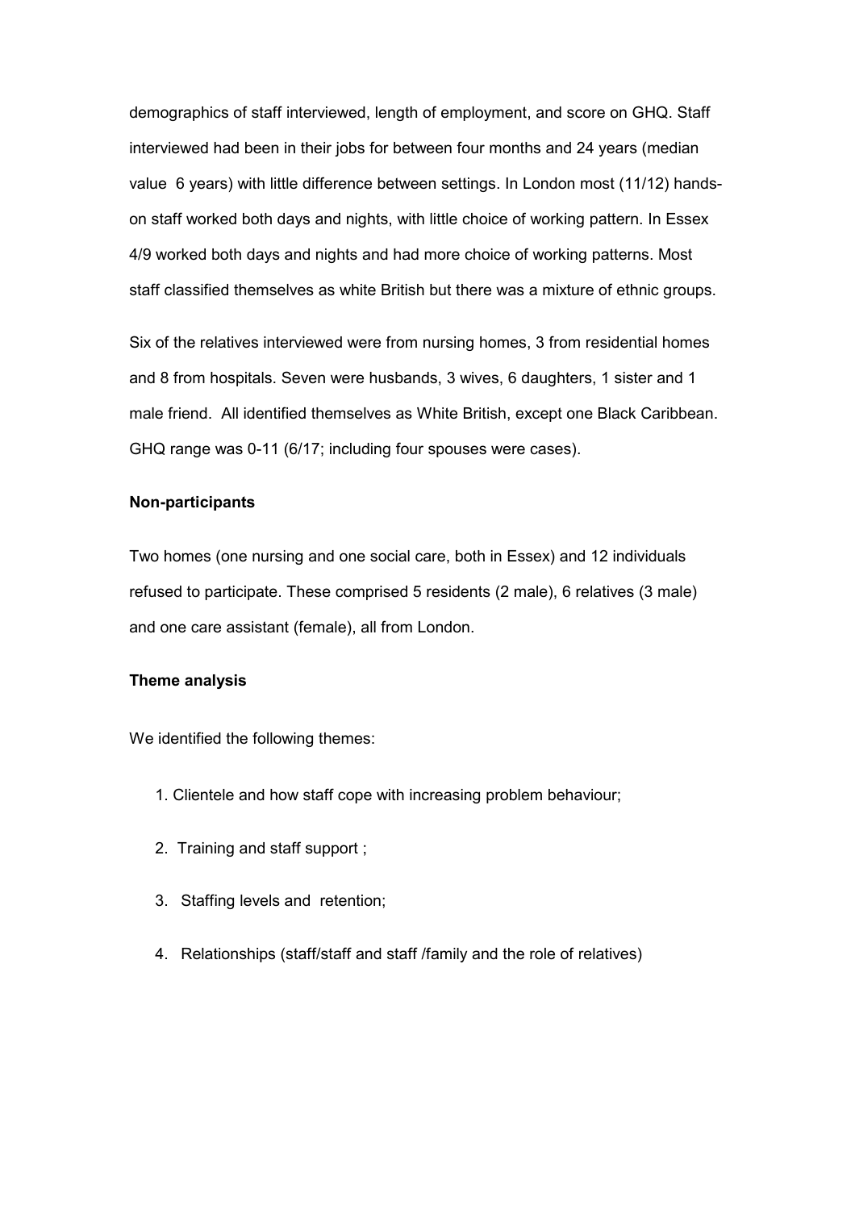demographics of staff interviewed, length of employment, and score on GHQ. Staff interviewed had been in their jobs for between four months and 24 years (median value 6 years) with little difference between settings. In London most (11/12) hands-on staff worked both days and nights, with little choice of working pattern. In Essex 4/9 worked both days and nights and had more choice of working patterns. Most staff classified themselves as white British but there was a mixture of ethnic groups.

Six of the relatives interviewed were from nursing homes, 3 from residential homes and 8 from hospitals. Seven were husbands, 3 wives, 6 daughters, 1 sister and 1 male friend. All identified themselves as White British, except one Black Caribbean. GHQ range was 0-11 (6/17; including four spouses were cases).

**Non-participants**

Two homes (one nursing and one social care, both in Essex) and 12 individuals refused to participate. These comprised 5 residents (2 male), 6 relatives (3 male) and one care assistant (female), all from London.

**Theme analysis**

We identified the following themes:

1. Clientele and how staff cope with increasing problem behaviour;
2. Training and staff support ;
3. Staffing levels and retention;
4. Relationships (staff/staff and staff /family and the role of relatives)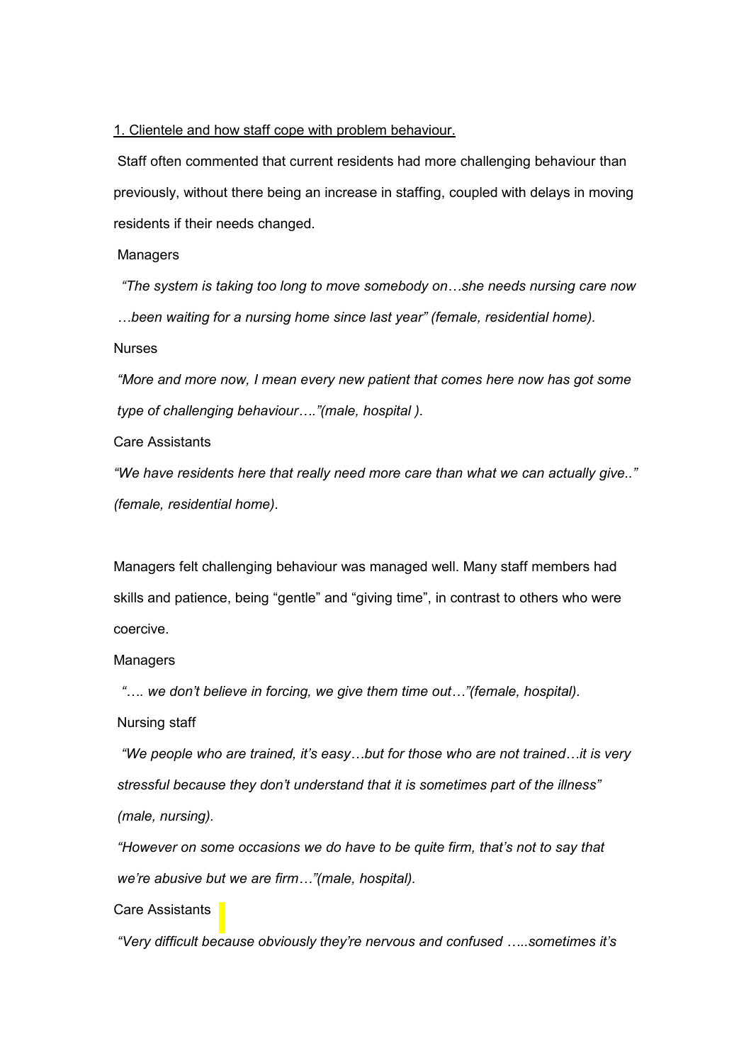1. Clientele and how staff cope with problem behaviour.

Staff often commented that current residents had more challenging behaviour than previously, without there being an increase in staffing, coupled with delays in moving residents if their needs changed.

Managers

*"The system is taking too long to move somebody on…she needs nursing care now …been waiting for a nursing home since last year" (female, residential home).*

Nurses

*"More and more now, I mean every new patient that comes here now has got some type of challenging behaviour…."(male, hospital ).*

Care Assistants

*"We have residents here that really need more care than what we can actually give.." (female, residential home).*

Managers felt challenging behaviour was managed well. Many staff members had skills and patience, being "gentle" and "giving time", in contrast to others who were coercive.

Managers

*"…. we don't believe in forcing, we give them time out…"(female, hospital).*

Nursing staff

*"We people who are trained, it's easy…but for those who are not trained…it is very stressful because they don't understand that it is sometimes part of the illness" (male, nursing).*

*"However on some occasions we do have to be quite firm, that's not to say that we're abusive but we are firm…"(male, hospital).*

Care Assistants

*"Very difficult because obviously they're nervous and confused …..sometimes it's*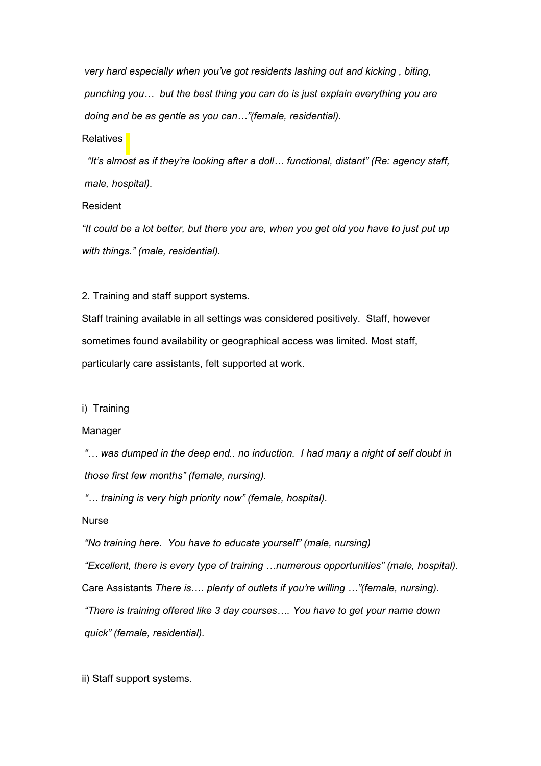*very hard especially when you've got residents lashing out and kicking , biting, punching you… but the best thing you can do is just explain everything you are doing and be as gentle as you can…"(female, residential).*

Relatives

*"It's almost as if they're looking after a doll… functional, distant" (Re: agency staff, male, hospital).*

Resident

*"It could be a lot better, but there you are, when you get old you have to just put up with things." (male, residential).*

2. Training and staff support systems.

Staff training available in all settings was considered positively. Staff, however sometimes found availability or geographical access was limited. Most staff, particularly care assistants, felt supported at work.

i) Training

Manager

*"… was dumped in the deep end.. no induction. I had many a night of self doubt in those first few months" (female, nursing).*

*"… training is very high priority now" (female, hospital).*

Nurse

*"No training here. You have to educate yourself" (male, nursing)*

*"Excellent, there is every type of training …numerous opportunities" (male, hospital).*

Care Assistants *There is…. plenty of outlets if you're willing …"(female, nursing).*

*"There is training offered like 3 day courses…. You have to get your name down quick" (female, residential).*

ii) Staff support systems.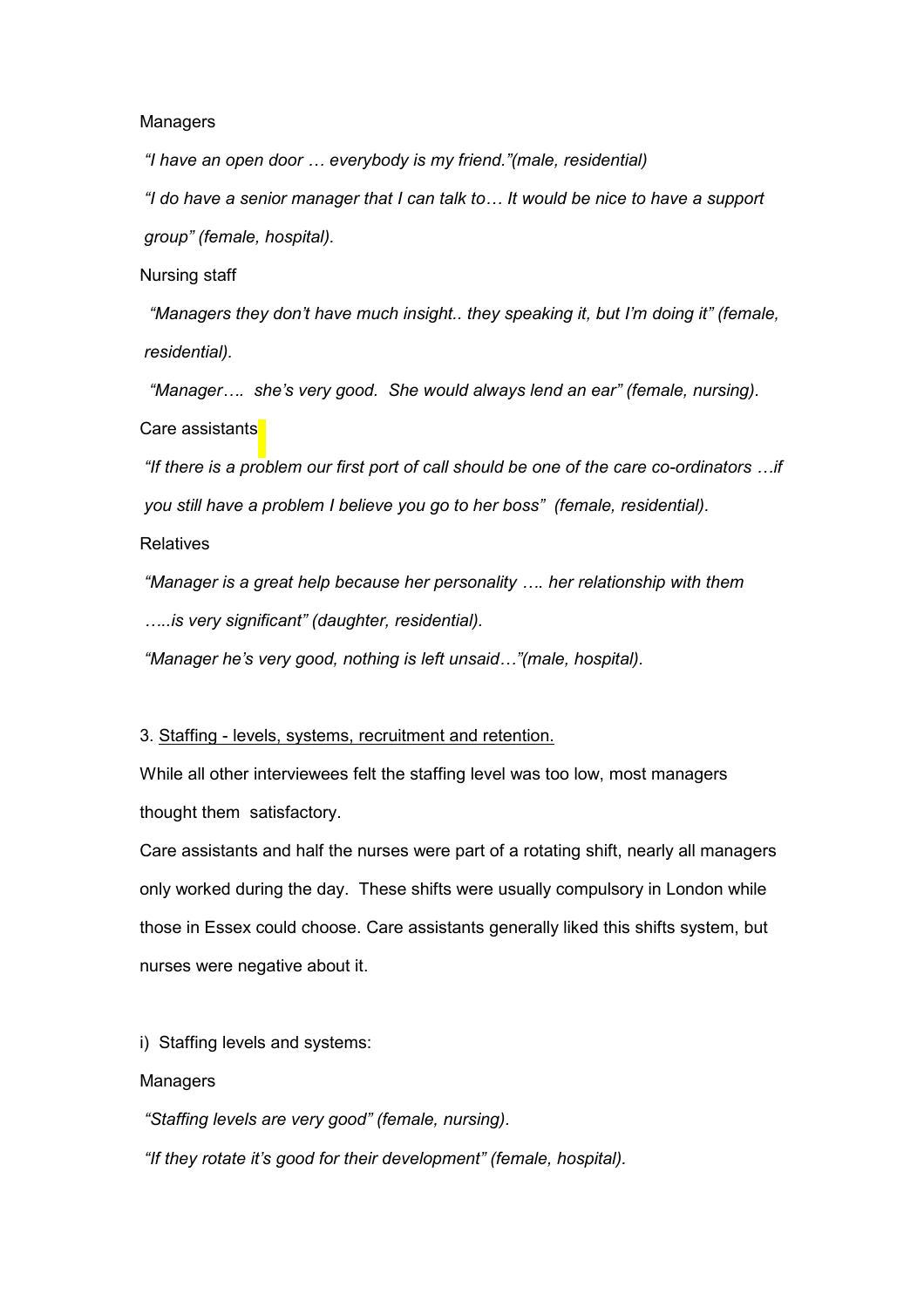Managers

*"I have an open door … everybody is my friend."(male, residential)*

*"I do have a senior manager that I can talk to… It would be nice to have a support group" (female, hospital).*

Nursing staff

*"Managers they don't have much insight.. they speaking it, but I'm doing it" (female, residential).*

*"Manager…. she's very good. She would always lend an ear" (female, nursing).*

Care assistants

*"If there is a problem our first port of call should be one of the care co-ordinators …if you still have a problem I believe you go to her boss" (female, residential).*

Relatives

*"Manager is a great help because her personality …. her relationship with them …..is very significant" (daughter, residential).*

*"Manager he's very good, nothing is left unsaid…"(male, hospital).*

3. Staffing - levels, systems, recruitment and retention.

While all other interviewees felt the staffing level was too low, most managers thought them satisfactory.

Care assistants and half the nurses were part of a rotating shift, nearly all managers only worked during the day. These shifts were usually compulsory in London while those in Essex could choose. Care assistants generally liked this shifts system, but nurses were negative about it.

i) Staffing levels and systems:

Managers

*"Staffing levels are very good" (female, nursing).*

*"If they rotate it's good for their development" (female, hospital).*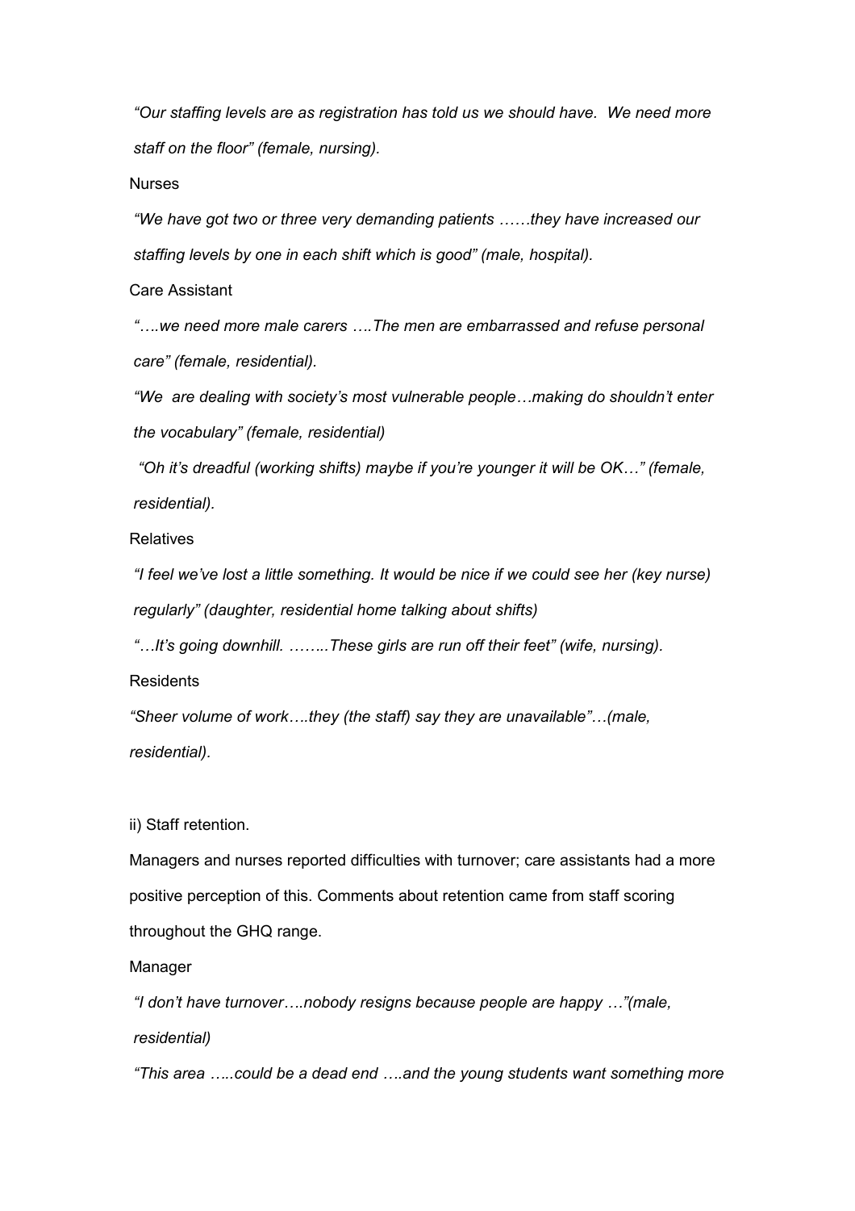*"Our staffing levels are as registration has told us we should have. We need more staff on the floor" (female, nursing).*

Nurses

*"We have got two or three very demanding patients ……they have increased our staffing levels by one in each shift which is good" (male, hospital).*

Care Assistant

*"….we need more male carers ….The men are embarrassed and refuse personal care" (female, residential).*

*"We are dealing with society's most vulnerable people…making do shouldn't enter the vocabulary" (female, residential)*

*"Oh it's dreadful (working shifts) maybe if you're younger it will be OK…" (female, residential).*

Relatives

*"I feel we've lost a little something. It would be nice if we could see her (key nurse) regularly" (daughter, residential home talking about shifts)*

*"…It's going downhill. ……..These girls are run off their feet" (wife, nursing).*

Residents

*"Sheer volume of work….they (the staff) say they are unavailable"…(male, residential).*

ii) Staff retention.

Managers and nurses reported difficulties with turnover; care assistants had a more positive perception of this. Comments about retention came from staff scoring throughout the GHQ range.

Manager

*"I don't have turnover….nobody resigns because people are happy …"(male, residential)*

*"This area …..could be a dead end ….and the young students want something more*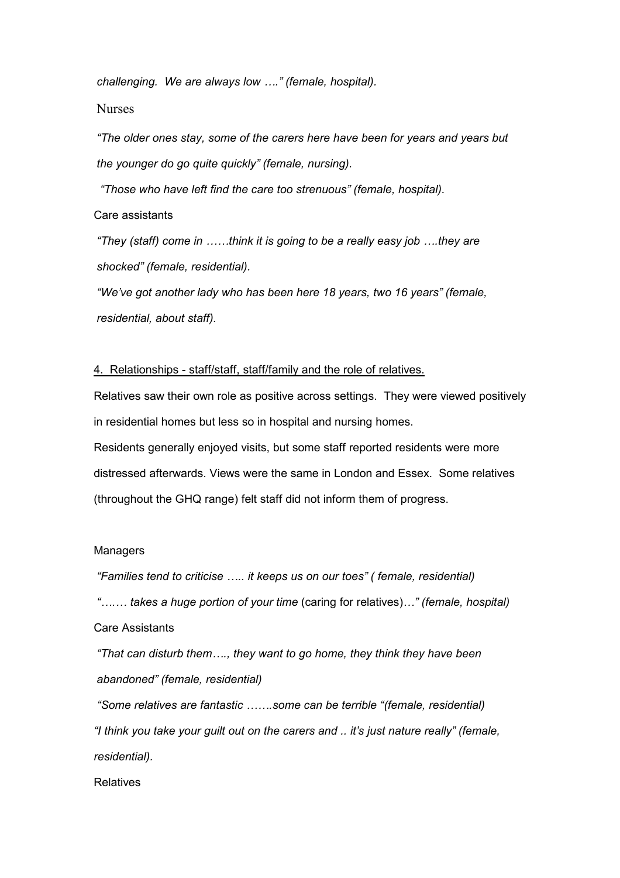*challenging. We are always low …." (female, hospital).*

Nurses

*"The older ones stay, some of the carers here have been for years and years but the younger do go quite quickly" (female, nursing).*

*"Those who have left find the care too strenuous" (female, hospital).*

Care assistants

*"They (staff) come in ……think it is going to be a really easy job ….they are shocked" (female, residential).*

*"We've got another lady who has been here 18 years, two 16 years" (female, residential, about staff).*

4. Relationships - staff/staff, staff/family and the role of relatives.

Relatives saw their own role as positive across settings. They were viewed positively in residential homes but less so in hospital and nursing homes.

Residents generally enjoyed visits, but some staff reported residents were more distressed afterwards. Views were the same in London and Essex. Some relatives (throughout the GHQ range) felt staff did not inform them of progress.

Managers

*"Families tend to criticise ….. it keeps us on our toes" ( female, residential)*

*"….… takes a huge portion of your time* (caring for relatives)*…" (female, hospital)*

Care Assistants

*"That can disturb them…., they want to go home, they think they have been abandoned" (female, residential)*

*"Some relatives are fantastic …….some can be terrible "(female, residential)*

*"I think you take your guilt out on the carers and .. it's just nature really" (female, residential).*

Relatives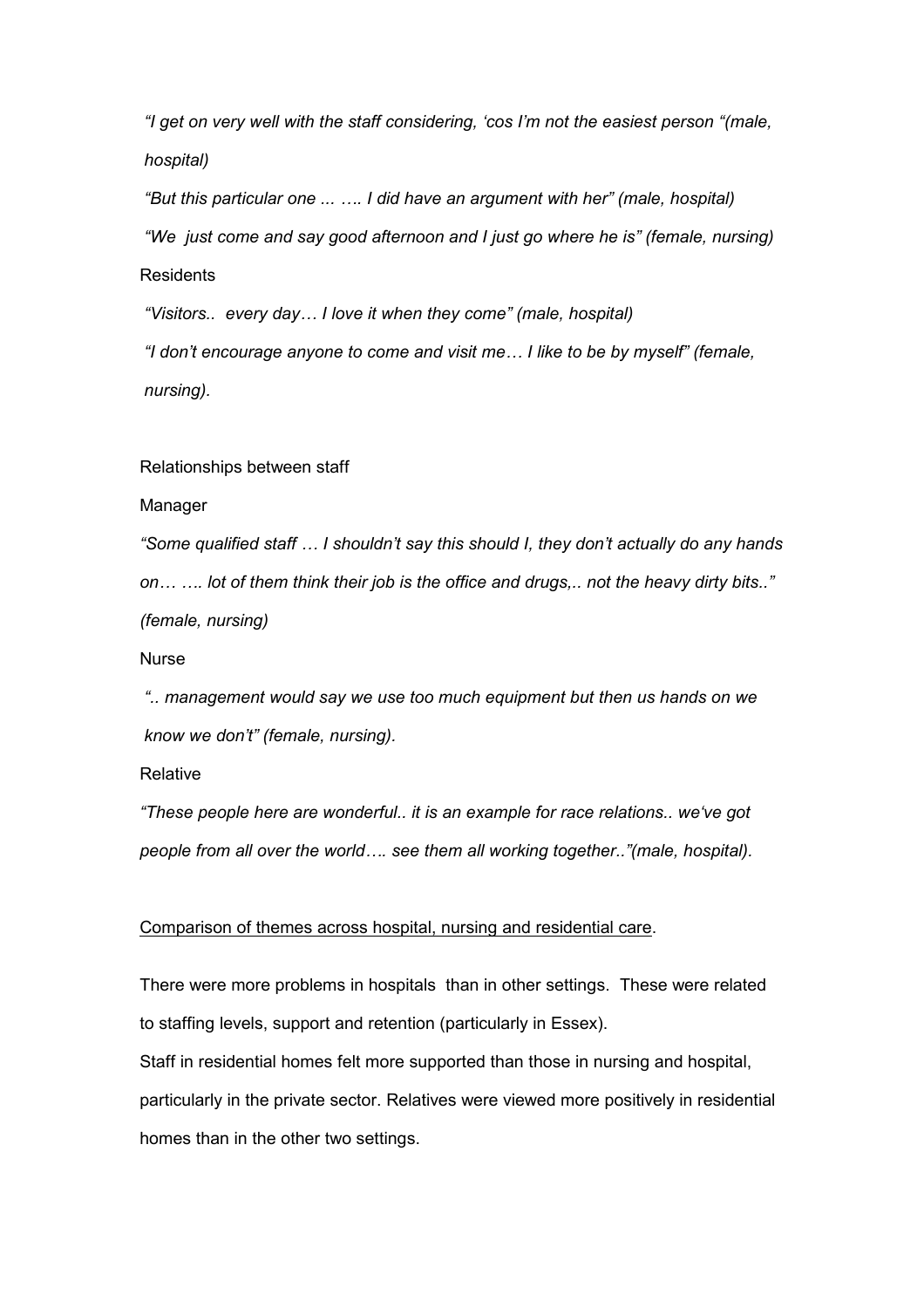*"I get on very well with the staff considering, 'cos I'm not the easiest person "(male, hospital)*

*"But this particular one ... …. I did have an argument with her" (male, hospital)*

*"We just come and say good afternoon and I just go where he is" (female, nursing)*

Residents

*"Visitors.. every day… I love it when they come" (male, hospital)*

*"I don't encourage anyone to come and visit me… I like to be by myself" (female, nursing).*

Relationships between staff

Manager

*"Some qualified staff … I shouldn't say this should I, they don't actually do any hands on… …. lot of them think their job is the office and drugs,.. not the heavy dirty bits.." (female, nursing)*

Nurse

*".. management would say we use too much equipment but then us hands on we know we don't" (female, nursing).*

Relative

*"These people here are wonderful.. it is an example for race relations.. we've got people from all over the world…. see them all working together.."(male, hospital).*

<u>Comparison of themes across hospital, nursing and residential care</u>.

There were more problems in hospitals than in other settings. These were related to staffing levels, support and retention (particularly in Essex).

Staff in residential homes felt more supported than those in nursing and hospital, particularly in the private sector. Relatives were viewed more positively in residential homes than in the other two settings.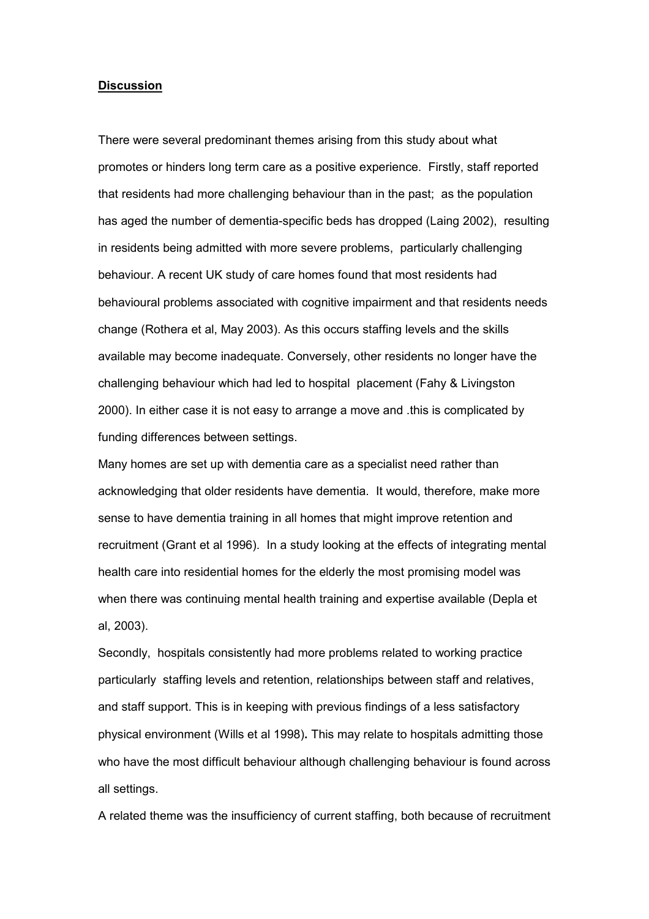## **Discussion**

There were several predominant themes arising from this study about what promotes or hinders long term care as a positive experience. Firstly, staff reported that residents had more challenging behaviour than in the past; as the population has aged the number of dementia-specific beds has dropped (Laing 2002), resulting in residents being admitted with more severe problems, particularly challenging behaviour. A recent UK study of care homes found that most residents had behavioural problems associated with cognitive impairment and that residents needs change (Rothera et al, May 2003). As this occurs staffing levels and the skills available may become inadequate. Conversely, other residents no longer have the challenging behaviour which had led to hospital placement (Fahy & Livingston 2000). In either case it is not easy to arrange a move and .this is complicated by funding differences between settings.

Many homes are set up with dementia care as a specialist need rather than acknowledging that older residents have dementia. It would, therefore, make more sense to have dementia training in all homes that might improve retention and recruitment (Grant et al 1996). In a study looking at the effects of integrating mental health care into residential homes for the elderly the most promising model was when there was continuing mental health training and expertise available (Depla et al, 2003).

Secondly, hospitals consistently had more problems related to working practice particularly staffing levels and retention, relationships between staff and relatives, and staff support. This is in keeping with previous findings of a less satisfactory physical environment (Wills et al 1998**).** This may relate to hospitals admitting those who have the most difficult behaviour although challenging behaviour is found across all settings.

A related theme was the insufficiency of current staffing, both because of recruitment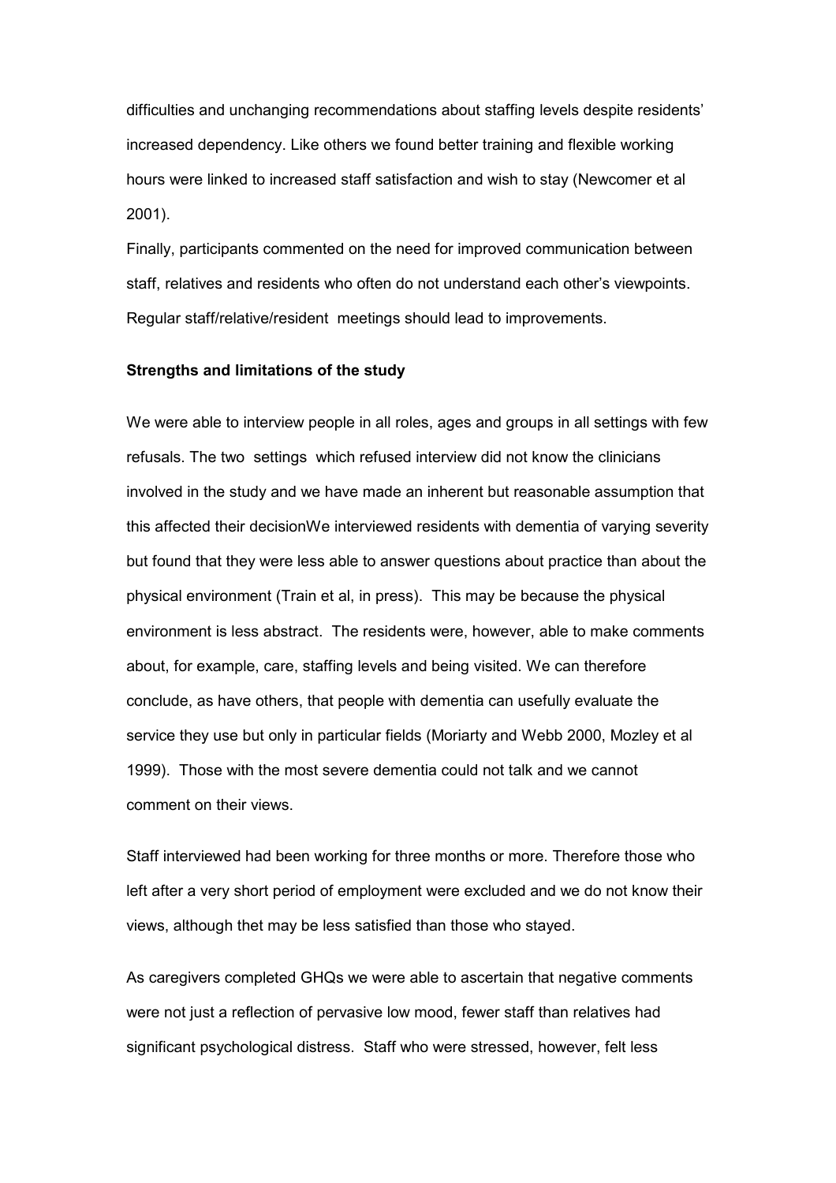difficulties and unchanging recommendations about staffing levels despite residents' increased dependency. Like others we found better training and flexible working hours were linked to increased staff satisfaction and wish to stay (Newcomer et al 2001).

Finally, participants commented on the need for improved communication between staff, relatives and residents who often do not understand each other's viewpoints. Regular staff/relative/resident meetings should lead to improvements.

**Strengths and limitations of the study**

We were able to interview people in all roles, ages and groups in all settings with few refusals. The two settings which refused interview did not know the clinicians involved in the study and we have made an inherent but reasonable assumption that this affected their decisionWe interviewed residents with dementia of varying severity but found that they were less able to answer questions about practice than about the physical environment (Train et al, in press). This may be because the physical environment is less abstract. The residents were, however, able to make comments about, for example, care, staffing levels and being visited. We can therefore conclude, as have others, that people with dementia can usefully evaluate the service they use but only in particular fields (Moriarty and Webb 2000, Mozley et al 1999). Those with the most severe dementia could not talk and we cannot comment on their views.

Staff interviewed had been working for three months or more. Therefore those who left after a very short period of employment were excluded and we do not know their views, although thet may be less satisfied than those who stayed.

As caregivers completed GHQs we were able to ascertain that negative comments were not just a reflection of pervasive low mood, fewer staff than relatives had significant psychological distress. Staff who were stressed, however, felt less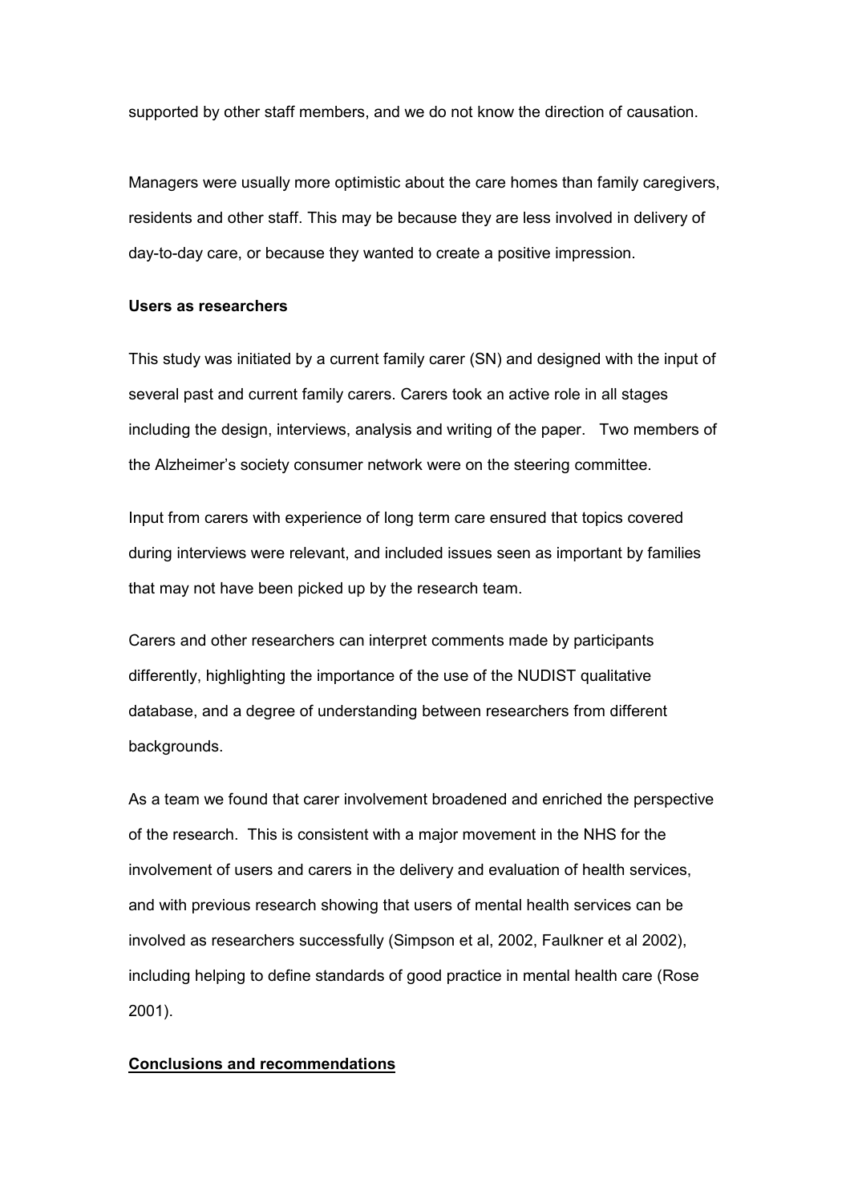supported by other staff members, and we do not know the direction of causation.

Managers were usually more optimistic about the care homes than family caregivers, residents and other staff. This may be because they are less involved in delivery of day-to-day care, or because they wanted to create a positive impression.

**Users as researchers**

This study was initiated by a current family carer (SN) and designed with the input of several past and current family carers. Carers took an active role in all stages including the design, interviews, analysis and writing of the paper. Two members of the Alzheimer's society consumer network were on the steering committee.

Input from carers with experience of long term care ensured that topics covered during interviews were relevant, and included issues seen as important by families that may not have been picked up by the research team.

Carers and other researchers can interpret comments made by participants differently, highlighting the importance of the use of the NUDIST qualitative database, and a degree of understanding between researchers from different backgrounds.

As a team we found that carer involvement broadened and enriched the perspective of the research. This is consistent with a major movement in the NHS for the involvement of users and carers in the delivery and evaluation of health services, and with previous research showing that users of mental health services can be involved as researchers successfully (Simpson et al, 2002, Faulkner et al 2002), including helping to define standards of good practice in mental health care (Rose 2001).

## Conclusions and recommendations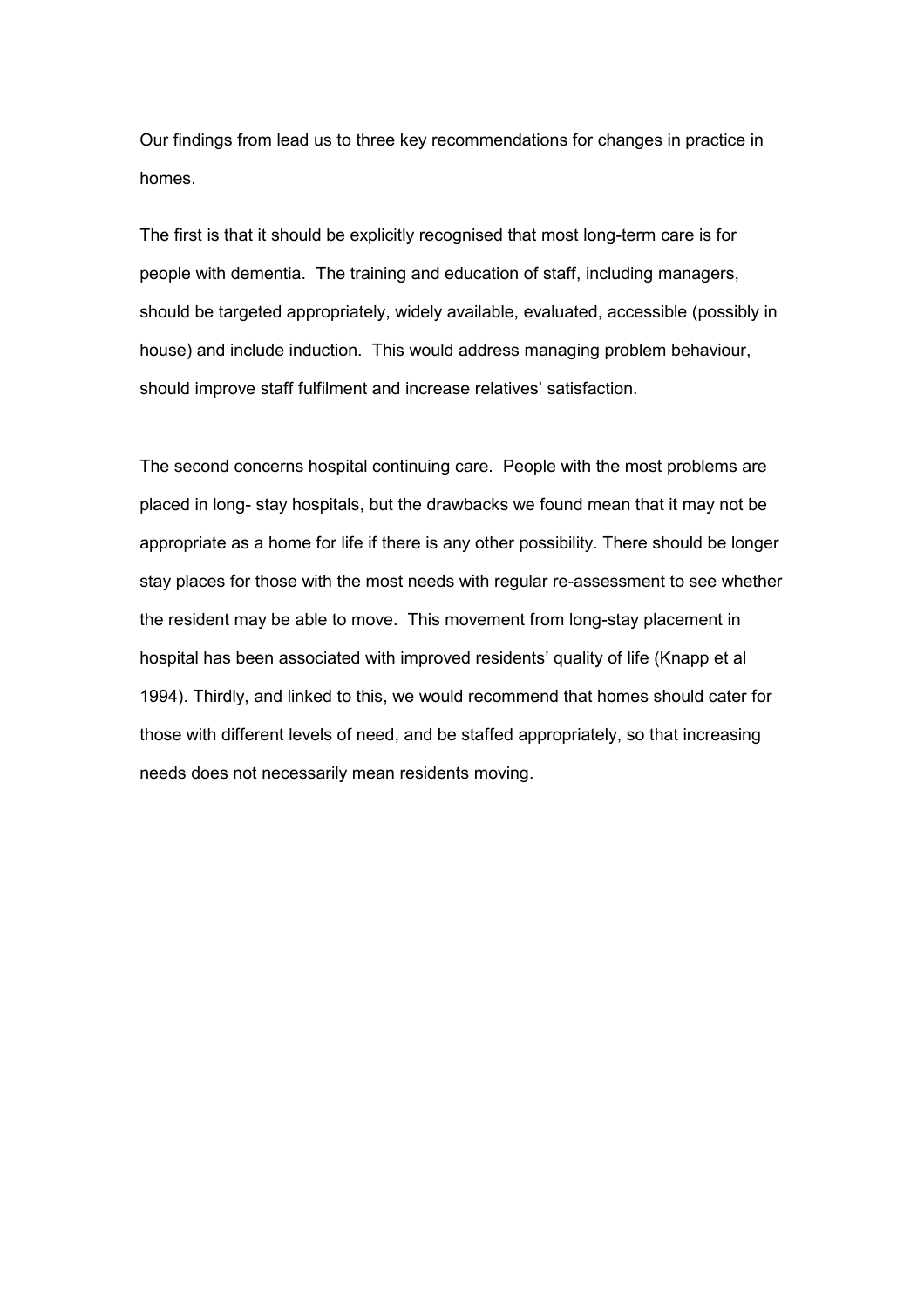Our findings from lead us to three key recommendations for changes in practice in homes.

The first is that it should be explicitly recognised that most long-term care is for people with dementia. The training and education of staff, including managers, should be targeted appropriately, widely available, evaluated, accessible (possibly in house) and include induction. This would address managing problem behaviour, should improve staff fulfilment and increase relatives' satisfaction.

The second concerns hospital continuing care. People with the most problems are placed in long- stay hospitals, but the drawbacks we found mean that it may not be appropriate as a home for life if there is any other possibility. There should be longer stay places for those with the most needs with regular re-assessment to see whether the resident may be able to move. This movement from long-stay placement in hospital has been associated with improved residents' quality of life (Knapp et al 1994). Thirdly, and linked to this, we would recommend that homes should cater for those with different levels of need, and be staffed appropriately, so that increasing needs does not necessarily mean residents moving.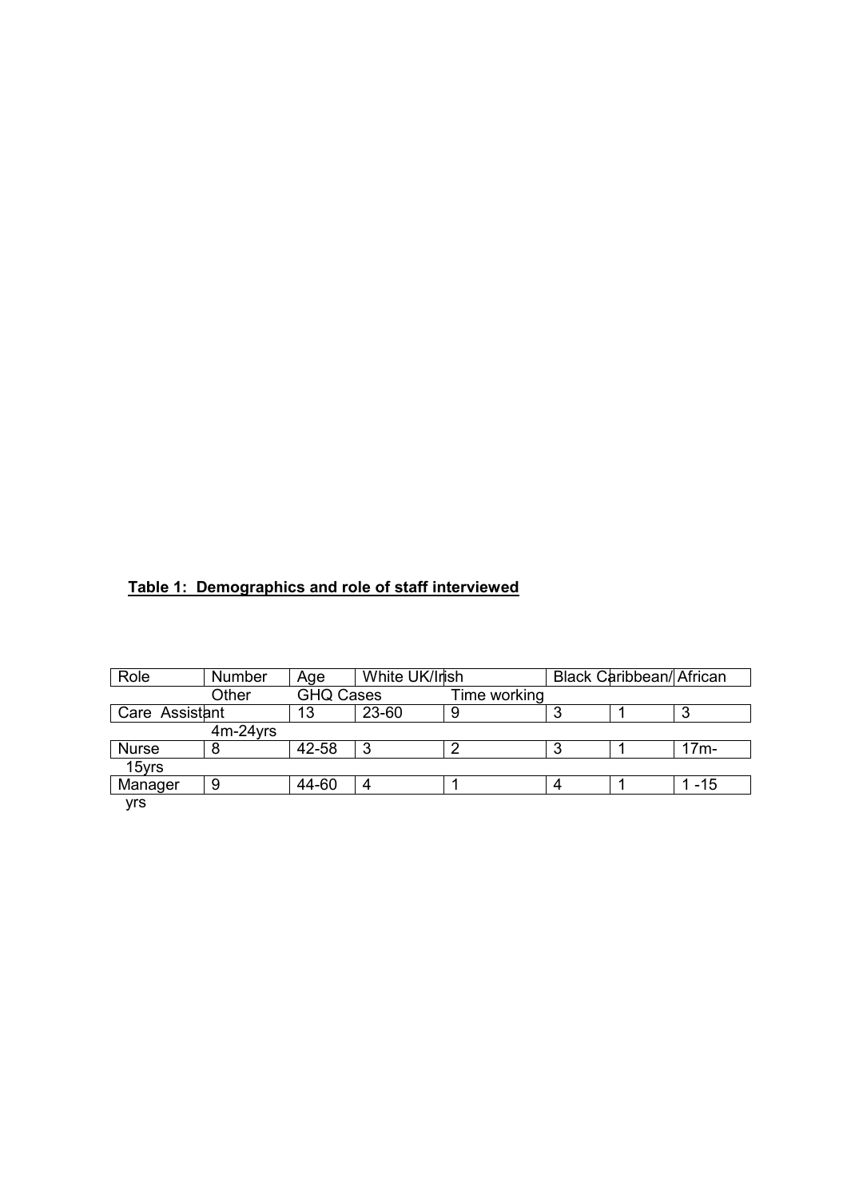**Table 1: Demographics and role of staff interviewed**

| Role | Number | Age | White UK/Irish | Black Caribbean/ African | Other | GHQ Cases | Time working |
|---|---|---|---|---|---|---|---|
| Care Assistant | 13 | 23-60 | 9 | 3 | 1 | 3 | 4m-24yrs |
| Nurse | 8 | 42-58 | 3 | 2 | 3 | 1 | 17m-15yrs |
| Manager | 9 | 44-60 | 4 | 1 | 4 | 1 | 1 -15 yrs |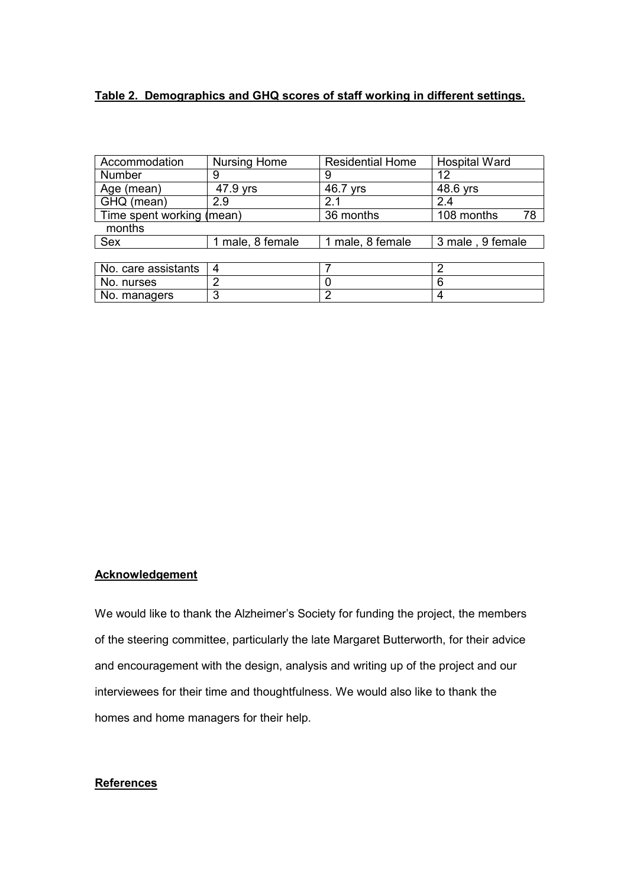**Table 2. Demographics and GHQ scores of staff working in different settings.**

| Accommodation | Nursing Home | Residential Home | Hospital Ward |
|---|---|---|---|
| Number | 9 | 9 | 12 |
| Age (mean) | 47.9 yrs | 46.7 yrs | 48.6 yrs |
| GHQ (mean) | 2.9 | 2.1 | 2.4 |
| Time spent working (mean) | 36 months | 108 months | 78 months |
| Sex | 1 male, 8 female | 1 male, 8 female | 3 male , 9 female |
| No. care assistants | 4 | 7 | 2 |
| No. nurses | 2 | 0 | 6 |
| No. managers | 3 | 2 | 4 |

**Acknowledgement**

We would like to thank the Alzheimer's Society for funding the project, the members of the steering committee, particularly the late Margaret Butterworth, for their advice and encouragement with the design, analysis and writing up of the project and our interviewees for their time and thoughtfulness. We would also like to thank the homes and home managers for their help.

**References**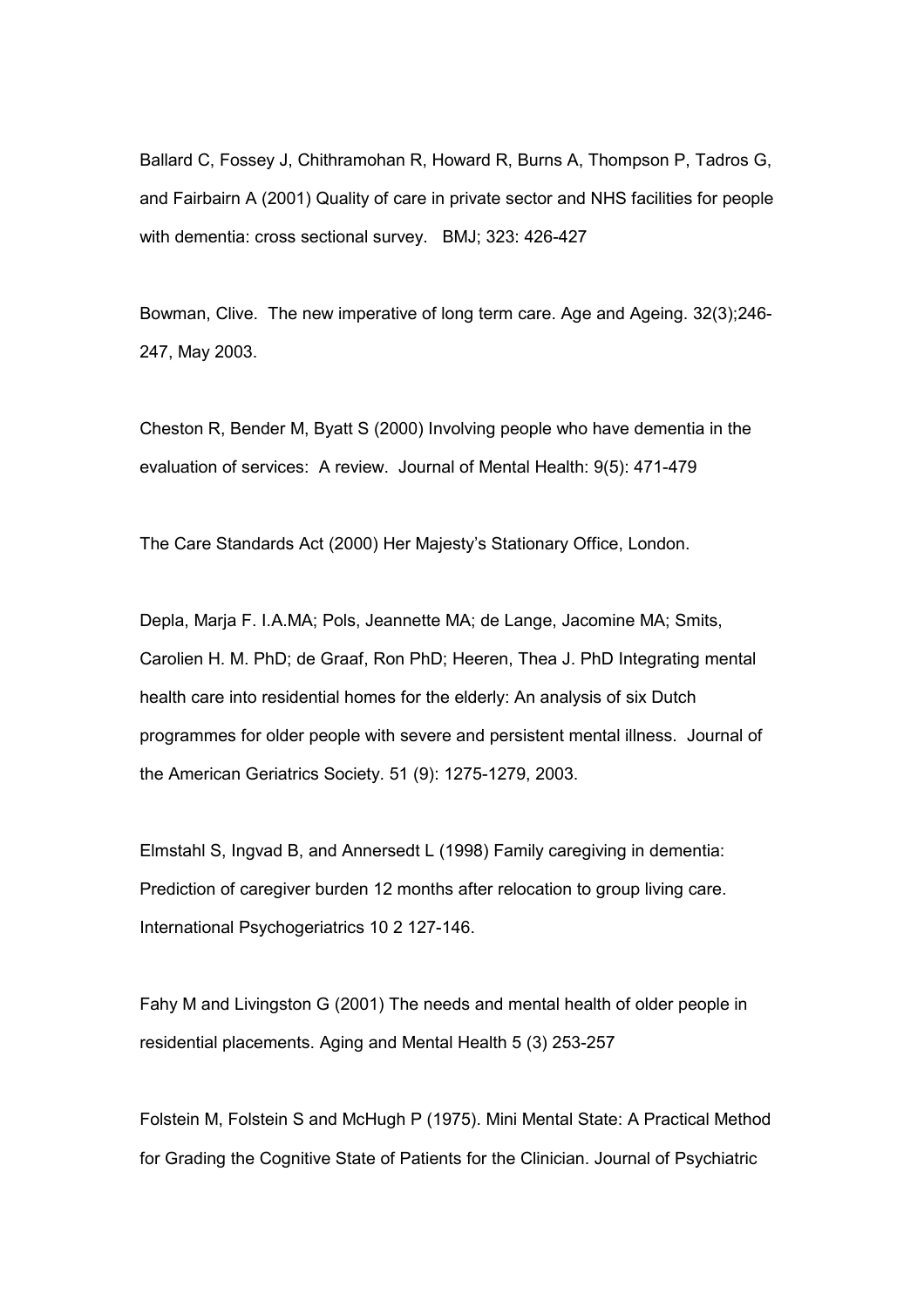Ballard C, Fossey J, Chithramohan R, Howard R, Burns A, Thompson P, Tadros G, and Fairbairn A (2001) Quality of care in private sector and NHS facilities for people with dementia: cross sectional survey. BMJ; 323: 426-427

Bowman, Clive. The new imperative of long term care. Age and Ageing. 32(3);246-247, May 2003.

Cheston R, Bender M, Byatt S (2000) Involving people who have dementia in the evaluation of services: A review. Journal of Mental Health: 9(5): 471-479

The Care Standards Act (2000) Her Majesty's Stationary Office, London.

Depla, Marja F. I.A.MA; Pols, Jeannette MA; de Lange, Jacomine MA; Smits, Carolien H. M. PhD; de Graaf, Ron PhD; Heeren, Thea J. PhD Integrating mental health care into residential homes for the elderly: An analysis of six Dutch programmes for older people with severe and persistent mental illness. Journal of the American Geriatrics Society. 51 (9): 1275-1279, 2003.

Elmstahl S, Ingvad B, and Annersedt L (1998) Family caregiving in dementia: Prediction of caregiver burden 12 months after relocation to group living care. International Psychogeriatrics 10 2 127-146.

Fahy M and Livingston G (2001) The needs and mental health of older people in residential placements. Aging and Mental Health 5 (3) 253-257

Folstein M, Folstein S and McHugh P (1975). Mini Mental State: A Practical Method for Grading the Cognitive State of Patients for the Clinician. Journal of Psychiatric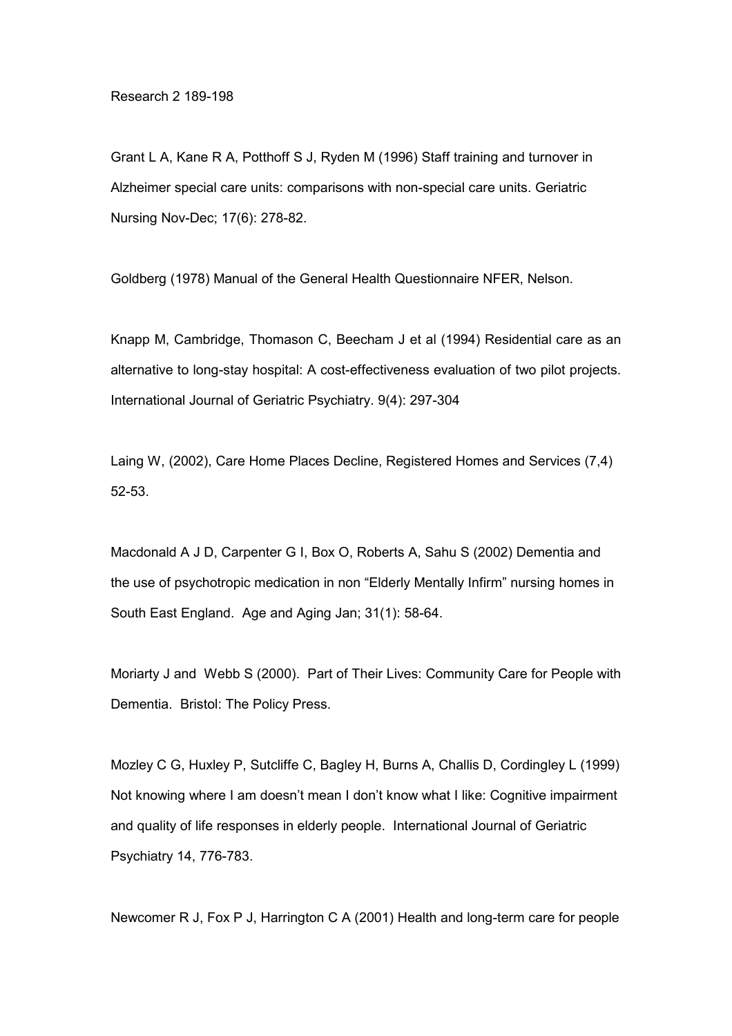Research 2 189-198

Grant L A, Kane R A, Potthoff S J, Ryden M (1996) Staff training and turnover in Alzheimer special care units: comparisons with non-special care units. Geriatric Nursing Nov-Dec; 17(6): 278-82.

Goldberg (1978) Manual of the General Health Questionnaire NFER, Nelson.

Knapp M, Cambridge, Thomason C, Beecham J et al (1994) Residential care as an alternative to long-stay hospital: A cost-effectiveness evaluation of two pilot projects. International Journal of Geriatric Psychiatry. 9(4): 297-304

Laing W, (2002), Care Home Places Decline, Registered Homes and Services (7,4) 52-53.

Macdonald A J D, Carpenter G I, Box O, Roberts A, Sahu S (2002) Dementia and the use of psychotropic medication in non "Elderly Mentally Infirm" nursing homes in South East England. Age and Aging Jan; 31(1): 58-64.

Moriarty J and Webb S (2000). Part of Their Lives: Community Care for People with Dementia. Bristol: The Policy Press.

Mozley C G, Huxley P, Sutcliffe C, Bagley H, Burns A, Challis D, Cordingley L (1999) Not knowing where I am doesn't mean I don't know what I like: Cognitive impairment and quality of life responses in elderly people. International Journal of Geriatric Psychiatry 14, 776-783.

Newcomer R J, Fox P J, Harrington C A (2001) Health and long-term care for people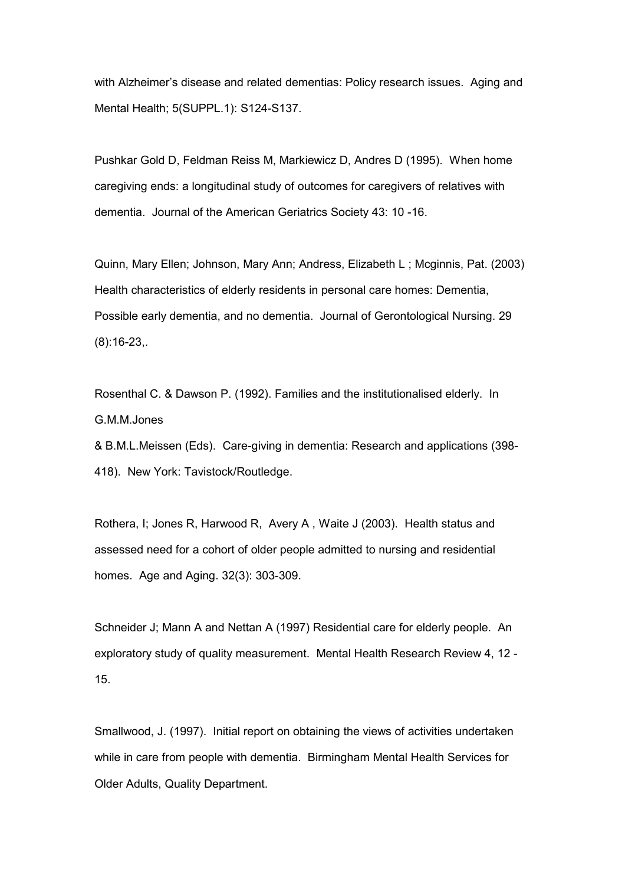with Alzheimer's disease and related dementias: Policy research issues. Aging and Mental Health; 5(SUPPL.1): S124-S137.

Pushkar Gold D, Feldman Reiss M, Markiewicz D, Andres D (1995). When home caregiving ends: a longitudinal study of outcomes for caregivers of relatives with dementia. Journal of the American Geriatrics Society 43: 10 -16.

Quinn, Mary Ellen; Johnson, Mary Ann; Andress, Elizabeth L ; Mcginnis, Pat. (2003) Health characteristics of elderly residents in personal care homes: Dementia, Possible early dementia, and no dementia. Journal of Gerontological Nursing. 29 (8):16-23,.

Rosenthal C. & Dawson P. (1992). Families and the institutionalised elderly. In G.M.M.Jones
& B.M.L.Meissen (Eds). Care-giving in dementia: Research and applications (398-418). New York: Tavistock/Routledge.

Rothera, I; Jones R, Harwood R, Avery A , Waite J (2003). Health status and assessed need for a cohort of older people admitted to nursing and residential homes. Age and Aging. 32(3): 303-309.

Schneider J; Mann A and Nettan A (1997) Residential care for elderly people. An exploratory study of quality measurement. Mental Health Research Review 4, 12 - 15.

Smallwood, J. (1997). Initial report on obtaining the views of activities undertaken while in care from people with dementia. Birmingham Mental Health Services for Older Adults, Quality Department.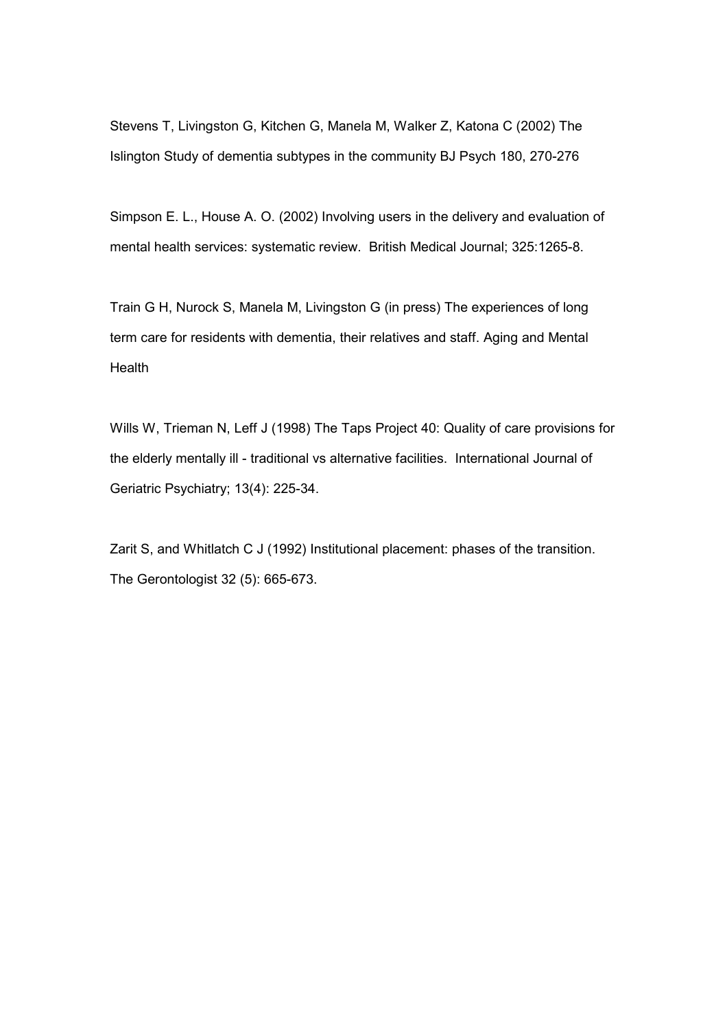Stevens T, Livingston G, Kitchen G, Manela M, Walker Z, Katona C (2002) The Islington Study of dementia subtypes in the community BJ Psych 180, 270-276

Simpson E. L., House A. O. (2002) Involving users in the delivery and evaluation of mental health services: systematic review. British Medical Journal; 325:1265-8.

Train G H, Nurock S, Manela M, Livingston G (in press) The experiences of long term care for residents with dementia, their relatives and staff. Aging and Mental Health

Wills W, Trieman N, Leff J (1998) The Taps Project 40: Quality of care provisions for the elderly mentally ill - traditional vs alternative facilities. International Journal of Geriatric Psychiatry; 13(4): 225-34.

Zarit S, and Whitlatch C J (1992) Institutional placement: phases of the transition. The Gerontologist 32 (5): 665-673.